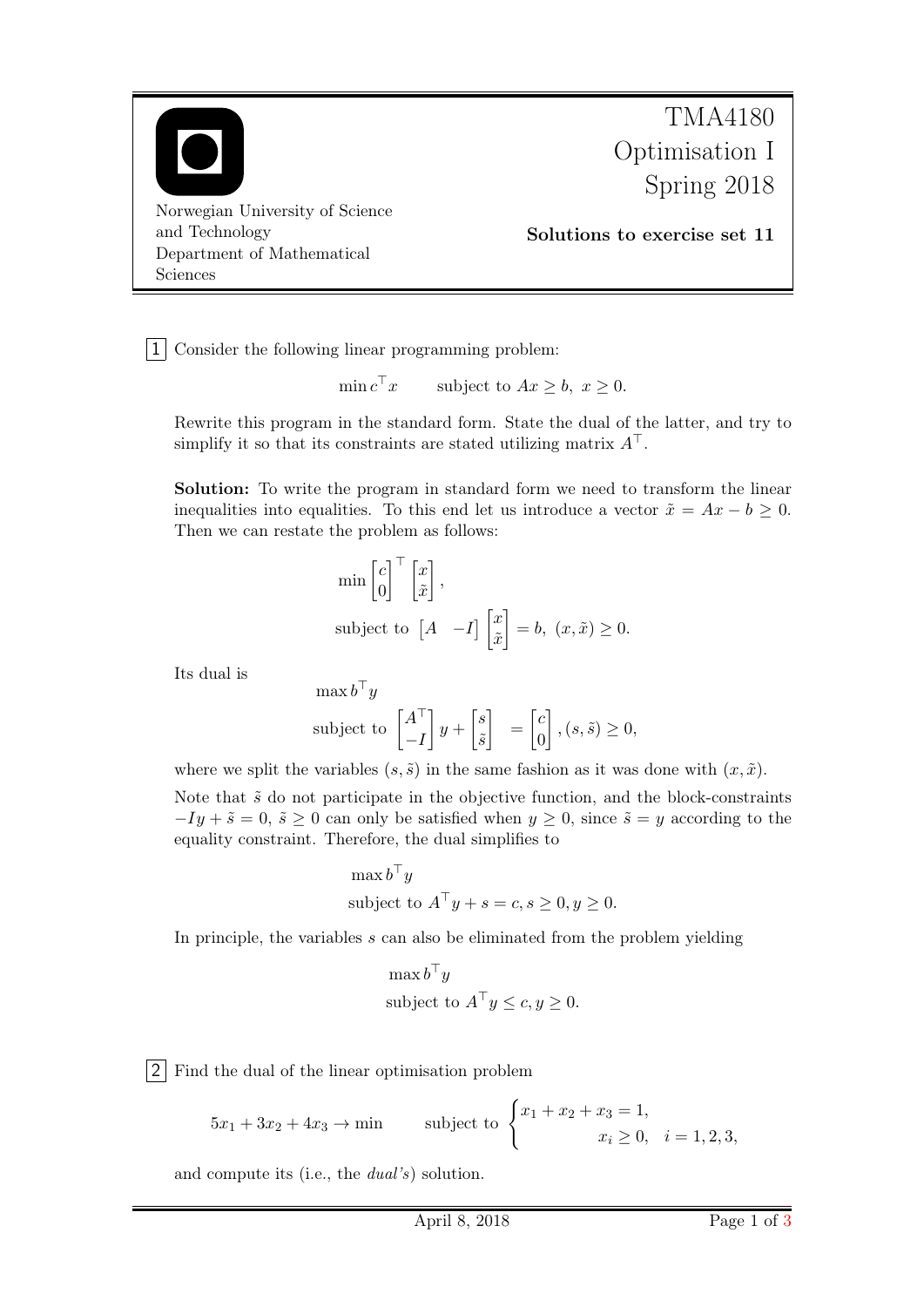TMA4180 Optimisation I Spring 2018

Norwegian University of Science and Technology
Department of Mathematical Sciences

**Solutions to exercise set 11**

**1** Consider the following linear programming problem:

$$\min c^\top x \qquad \text{subject to } Ax \ge b,\ x \ge 0.$$

Rewrite this program in the standard form. State the dual of the latter, and try to simplify it so that its constraints are stated utilizing matrix $A^\top$.

**Solution:** To write the program in standard form we need to transform the linear inequalities into equalities. To this end let us introduce a vector $\tilde{x} = Ax - b \ge 0$. Then we can restate the problem as follows:

$$\min \begin{bmatrix} c \\ 0 \end{bmatrix}^\top \begin{bmatrix} x \\ \tilde{x} \end{bmatrix},$$

$$\text{subject to } \begin{bmatrix} A & -I \end{bmatrix} \begin{bmatrix} x \\ \tilde{x} \end{bmatrix} = b,\ (x, \tilde{x}) \ge 0.$$

Its dual is

$$\max b^\top y$$

$$\text{subject to } \begin{bmatrix} A^\top \\ -I \end{bmatrix} y + \begin{bmatrix} s \\ \tilde{s} \end{bmatrix} = \begin{bmatrix} c \\ 0 \end{bmatrix}, (s, \tilde{s}) \ge 0,$$

where we split the variables $(s, \tilde{s})$ in the same fashion as it was done with $(x, \tilde{x})$.

Note that $\tilde{s}$ do not participate in the objective function, and the block-constraints $-Iy + \tilde{s} = 0$, $\tilde{s} \ge 0$ can only be satisfied when $y \ge 0$, since $\tilde{s} = y$ according to the equality constraint. Therefore, the dual simplifies to

$$\max b^\top y$$

$$\text{subject to } A^\top y + s = c, s \ge 0, y \ge 0.$$

In principle, the variables $s$ can also be eliminated from the problem yielding

$$\max b^\top y$$

$$\text{subject to } A^\top y \le c, y \ge 0.$$

**2** Find the dual of the linear optimisation problem

$$5x_1 + 3x_2 + 4x_3 \to \min \qquad \text{subject to } \begin{cases} x_1 + x_2 + x_3 = 1, \\ \qquad\qquad x_i \ge 0, \quad i = 1, 2, 3, \end{cases}$$

and compute its (i.e., the *dual's*) solution.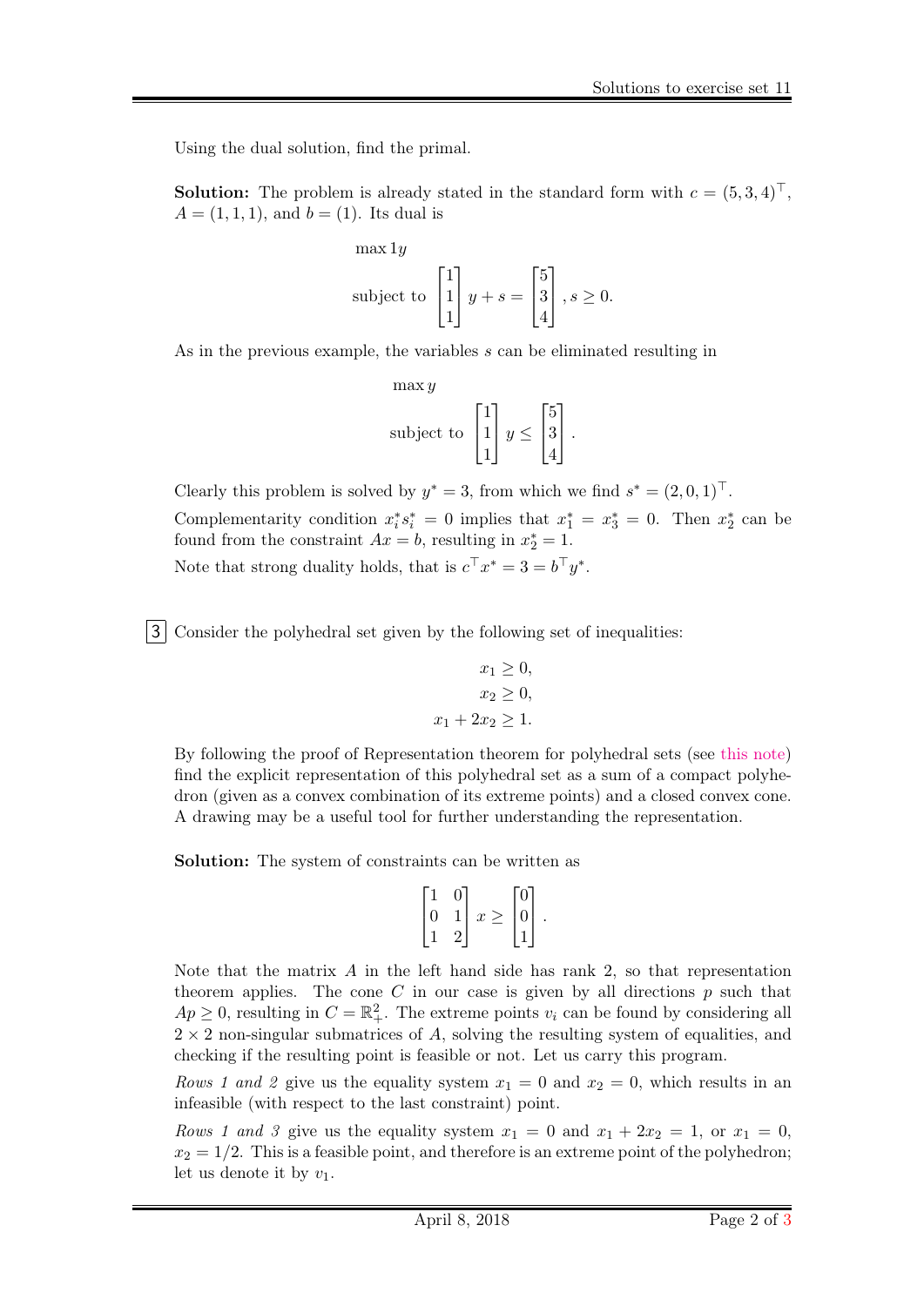Using the dual solution, find the primal.

**Solution:** The problem is already stated in the standard form with $c = (5, 3, 4)^\top$, $A = (1, 1, 1)$, and $b = (1)$. Its dual is

$$\max 1y$$

$$\text{subject to } \begin{bmatrix} 1 \\ 1 \\ 1 \end{bmatrix} y + s = \begin{bmatrix} 5 \\ 3 \\ 4 \end{bmatrix}, s \geq 0.$$

As in the previous example, the variables $s$ can be eliminated resulting in

$$\max y$$

$$\text{subject to } \begin{bmatrix} 1 \\ 1 \\ 1 \end{bmatrix} y \leq \begin{bmatrix} 5 \\ 3 \\ 4 \end{bmatrix}.$$

Clearly this problem is solved by $y^* = 3$, from which we find $s^* = (2, 0, 1)^\top$.

Complementarity condition $x_i^* s_i^* = 0$ implies that $x_1^* = x_3^* = 0$. Then $x_2^*$ can be found from the constraint $Ax = b$, resulting in $x_2^* = 1$.

Note that strong duality holds, that is $c^\top x^* = 3 = b^\top y^*$.

**3** Consider the polyhedral set given by the following set of inequalities:

$$x_1 \geq 0,$$
$$x_2 \geq 0,$$
$$x_1 + 2x_2 \geq 1.$$

By following the proof of Representation theorem for polyhedral sets (see this note) find the explicit representation of this polyhedral set as a sum of a compact polyhedron (given as a convex combination of its extreme points) and a closed convex cone. A drawing may be a useful tool for further understanding the representation.

**Solution:** The system of constraints can be written as

$$\begin{bmatrix} 1 & 0 \\ 0 & 1 \\ 1 & 2 \end{bmatrix} x \geq \begin{bmatrix} 0 \\ 0 \\ 1 \end{bmatrix}.$$

Note that the matrix $A$ in the left hand side has rank 2, so that representation theorem applies. The cone $C$ in our case is given by all directions $p$ such that $Ap \geq 0$, resulting in $C = \mathbb{R}^2_+$. The extreme points $v_i$ can be found by considering all $2 \times 2$ non-singular submatrices of $A$, solving the resulting system of equalities, and checking if the resulting point is feasible or not. Let us carry this program.

*Rows 1 and 2* give us the equality system $x_1 = 0$ and $x_2 = 0$, which results in an infeasible (with respect to the last constraint) point.

*Rows 1 and 3* give us the equality system $x_1 = 0$ and $x_1 + 2x_2 = 1$, or $x_1 = 0$, $x_2 = 1/2$. This is a feasible point, and therefore is an extreme point of the polyhedron; let us denote it by $v_1$.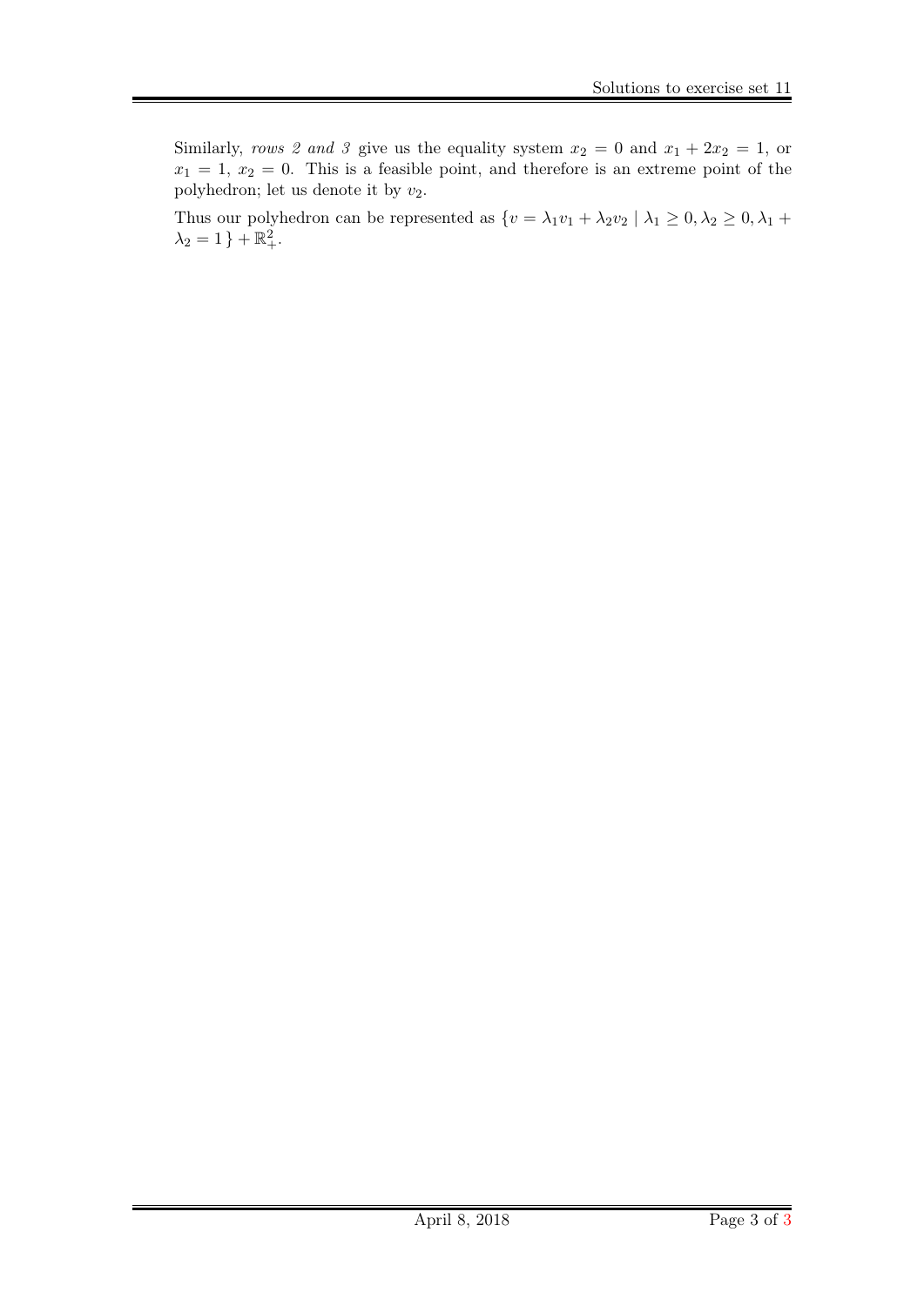Similarly, *rows 2 and 3* give us the equality system $x_2 = 0$ and $x_1 + 2x_2 = 1$, or $x_1 = 1$, $x_2 = 0$. This is a feasible point, and therefore is an extreme point of the polyhedron; let us denote it by $v_2$.

Thus our polyhedron can be represented as $\{v = \lambda_1 v_1 + \lambda_2 v_2 \mid \lambda_1 \geq 0, \lambda_2 \geq 0, \lambda_1 + \lambda_2 = 1\} + \mathbb{R}^2_+$.